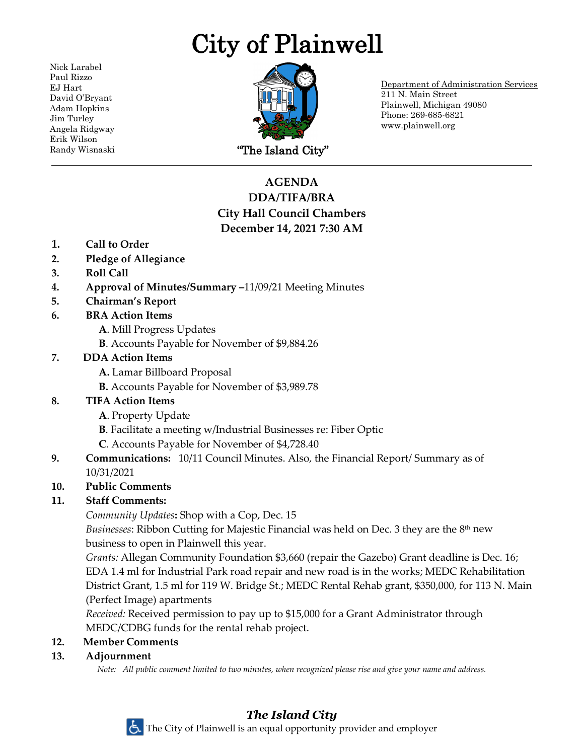# City of Plainwell

Nick Larabel
Paul Rizzo
EJ Hart
David O'Bryant
Adam Hopkins
Jim Turley
Angela Ridgway
Erik Wilson
Randy Wisnaski

"The Island City"

Department of Administration Services
211 N. Main Street
Plainwell, Michigan 49080
Phone: 269-685-6821
www.plainwell.org

## AGENDA
## DDA/TIFA/BRA
## City Hall Council Chambers
## December 14, 2021 7:30 AM

1. **Call to Order**
2. **Pledge of Allegiance**
3. **Roll Call**
4. **Approval of Minutes/Summary** –11/09/21 Meeting Minutes
5. **Chairman's Report**
6. **BRA Action Items**
   - **A**. Mill Progress Updates
   - **B**. Accounts Payable for November of $9,884.26
7. **DDA Action Items**
   - **A.** Lamar Billboard Proposal
   - **B.** Accounts Payable for November of $3,989.78
8. **TIFA Action Items**
   - **A**. Property Update
   - **B**. Facilitate a meeting w/Industrial Businesses re: Fiber Optic
   - **C**. Accounts Payable for November of $4,728.40
9. **Communications:** 10/11 Council Minutes. Also, the Financial Report/ Summary as of 10/31/2021
10. **Public Comments**
11. **Staff Comments:**

    *Community Updates***:** Shop with a Cop, Dec. 15

    *Businesses*: Ribbon Cutting for Majestic Financial was held on Dec. 3 they are the 8th new business to open in Plainwell this year.

    *Grants:* Allegan Community Foundation $3,660 (repair the Gazebo) Grant deadline is Dec. 16; EDA 1.4 ml for Industrial Park road repair and new road is in the works; MEDC Rehabilitation District Grant, 1.5 ml for 119 W. Bridge St.; MEDC Rental Rehab grant, $350,000, for 113 N. Main (Perfect Image) apartments

    *Received:* Received permission to pay up to $15,000 for a Grant Administrator through MEDC/CDBG funds for the rental rehab project.
12. **Member Comments**
13. **Adjournment**

*Note: All public comment limited to two minutes, when recognized please rise and give your name and address.*

***The Island City***

The City of Plainwell is an equal opportunity provider and employer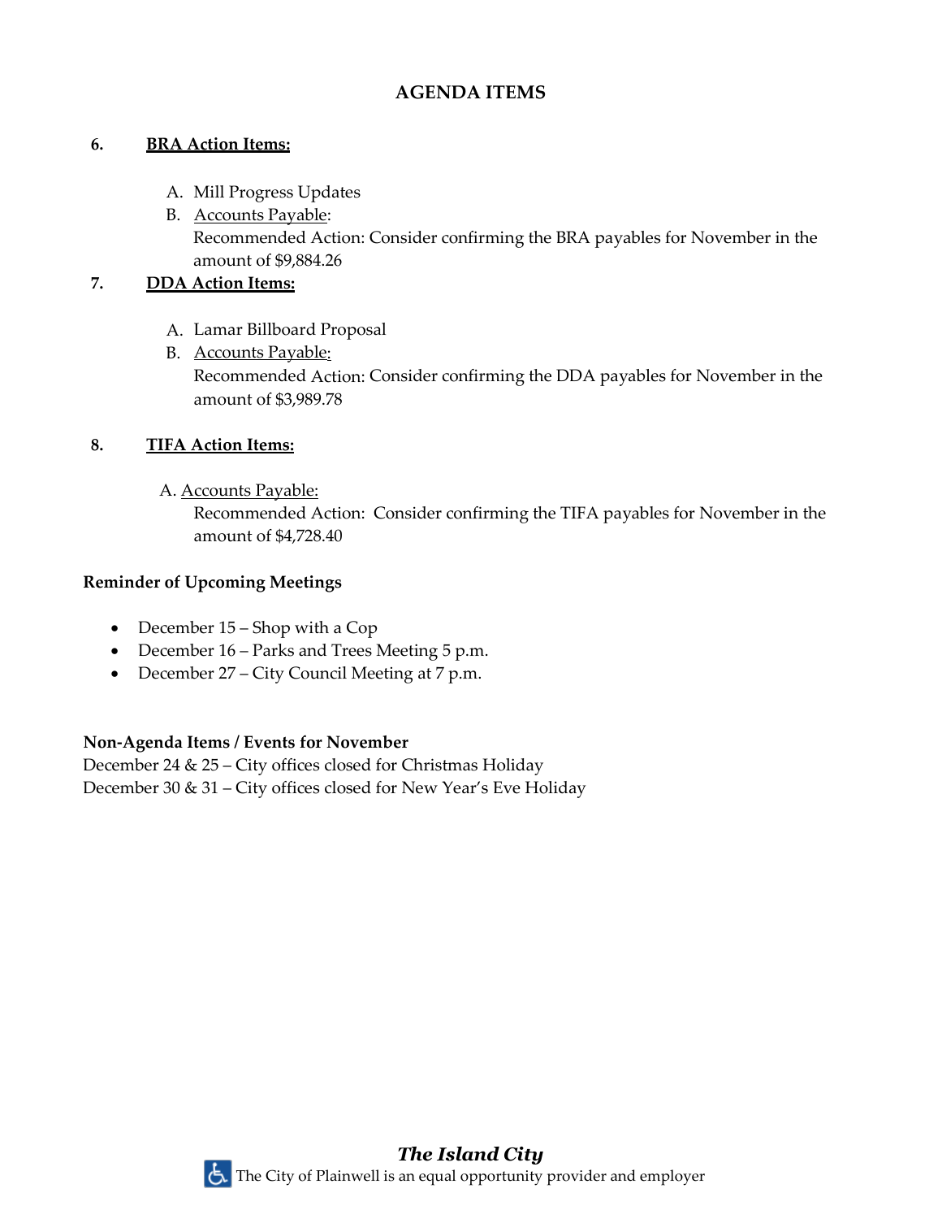## AGENDA ITEMS

**6. <u>BRA Action Items:</u>**

A. Mill Progress Updates
B. <u>Accounts Payable</u>:
   Recommended Action: Consider confirming the BRA payables for November in the amount of $9,884.26

**7. <u>DDA Action Items:</u>**

A. Lamar Billboard Proposal
B. <u>Accounts Payable</u>:
   Recommended Action: Consider confirming the DDA payables for November in the amount of $3,989.78

**8. <u>TIFA Action Items:</u>**

A. <u>Accounts Payable:</u>
   Recommended Action: Consider confirming the TIFA payables for November in the amount of $4,728.40

**Reminder of Upcoming Meetings**

- December 15 – Shop with a Cop
- December 16 – Parks and Trees Meeting 5 p.m.
- December 27 – City Council Meeting at 7 p.m.

**Non-Agenda Items / Events for November**
December 24 & 25 – City offices closed for Christmas Holiday
December 30 & 31 – City offices closed for New Year's Eve Holiday

***The Island City***
The City of Plainwell is an equal opportunity provider and employer